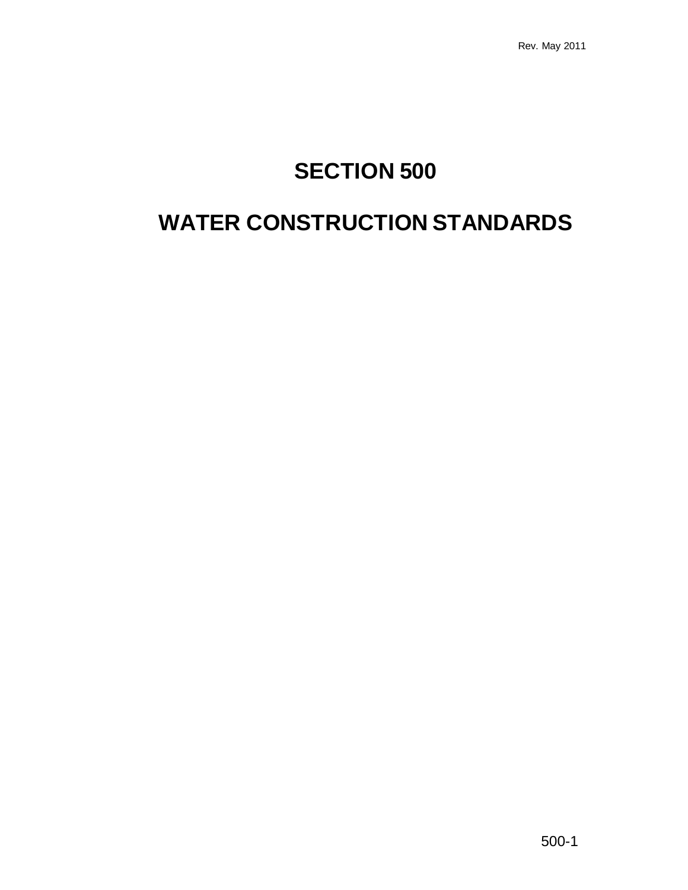# SECTION 500

# WATER CONSTRUCTION STANDARDS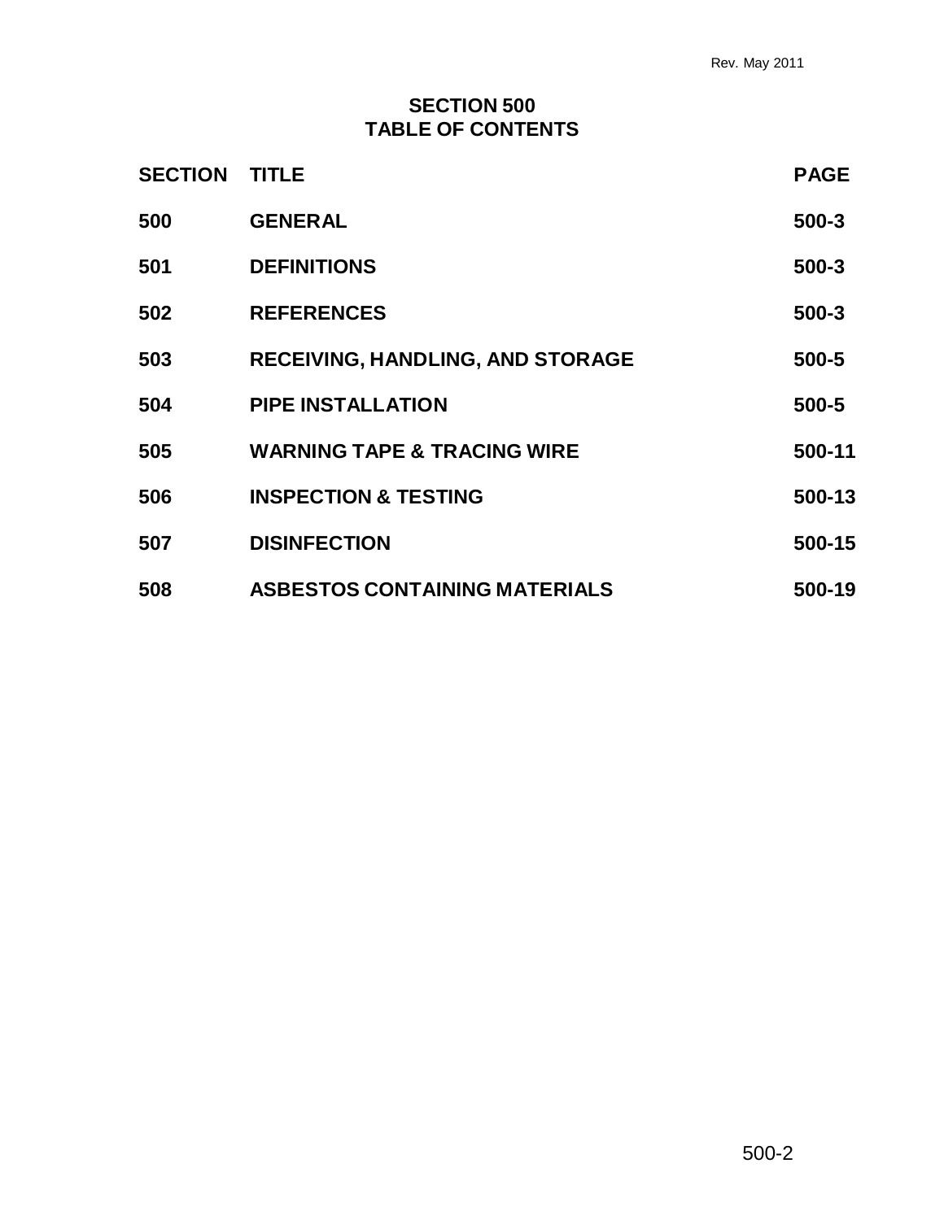Rev. May 2011

# SECTION 500
# TABLE OF CONTENTS

| SECTION | TITLE | PAGE |
| --- | --- | --- |
| 500 | GENERAL | 500-3 |
| 501 | DEFINITIONS | 500-3 |
| 502 | REFERENCES | 500-3 |
| 503 | RECEIVING, HANDLING, AND STORAGE | 500-5 |
| 504 | PIPE INSTALLATION | 500-5 |
| 505 | WARNING TAPE & TRACING WIRE | 500-11 |
| 506 | INSPECTION & TESTING | 500-13 |
| 507 | DISINFECTION | 500-15 |
| 508 | ASBESTOS CONTAINING MATERIALS | 500-19 |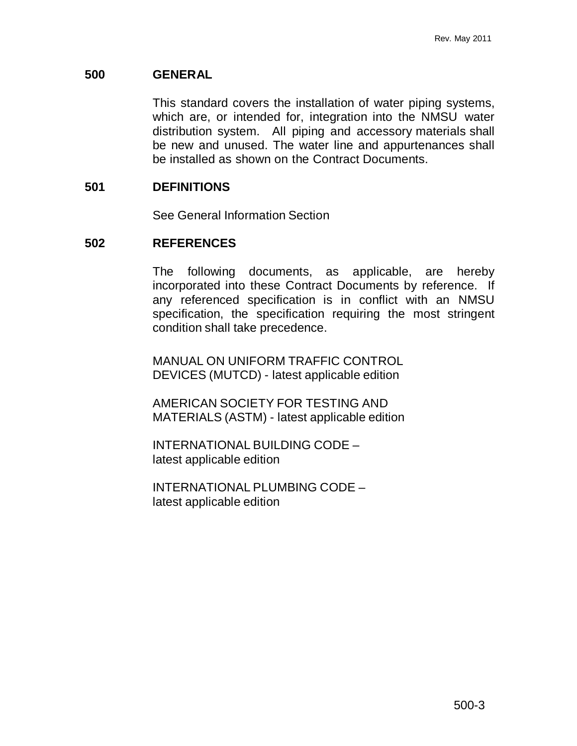## 500 GENERAL

This standard covers the installation of water piping systems, which are, or intended for, integration into the NMSU water distribution system. All piping and accessory materials shall be new and unused. The water line and appurtenances shall be installed as shown on the Contract Documents.

## 501 DEFINITIONS

See General Information Section

## 502 REFERENCES

The following documents, as applicable, are hereby incorporated into these Contract Documents by reference. If any referenced specification is in conflict with an NMSU specification, the specification requiring the most stringent condition shall take precedence.

MANUAL ON UNIFORM TRAFFIC CONTROL DEVICES (MUTCD) - latest applicable edition

AMERICAN SOCIETY FOR TESTING AND MATERIALS (ASTM) - latest applicable edition

INTERNATIONAL BUILDING CODE – latest applicable edition

INTERNATIONAL PLUMBING CODE – latest applicable edition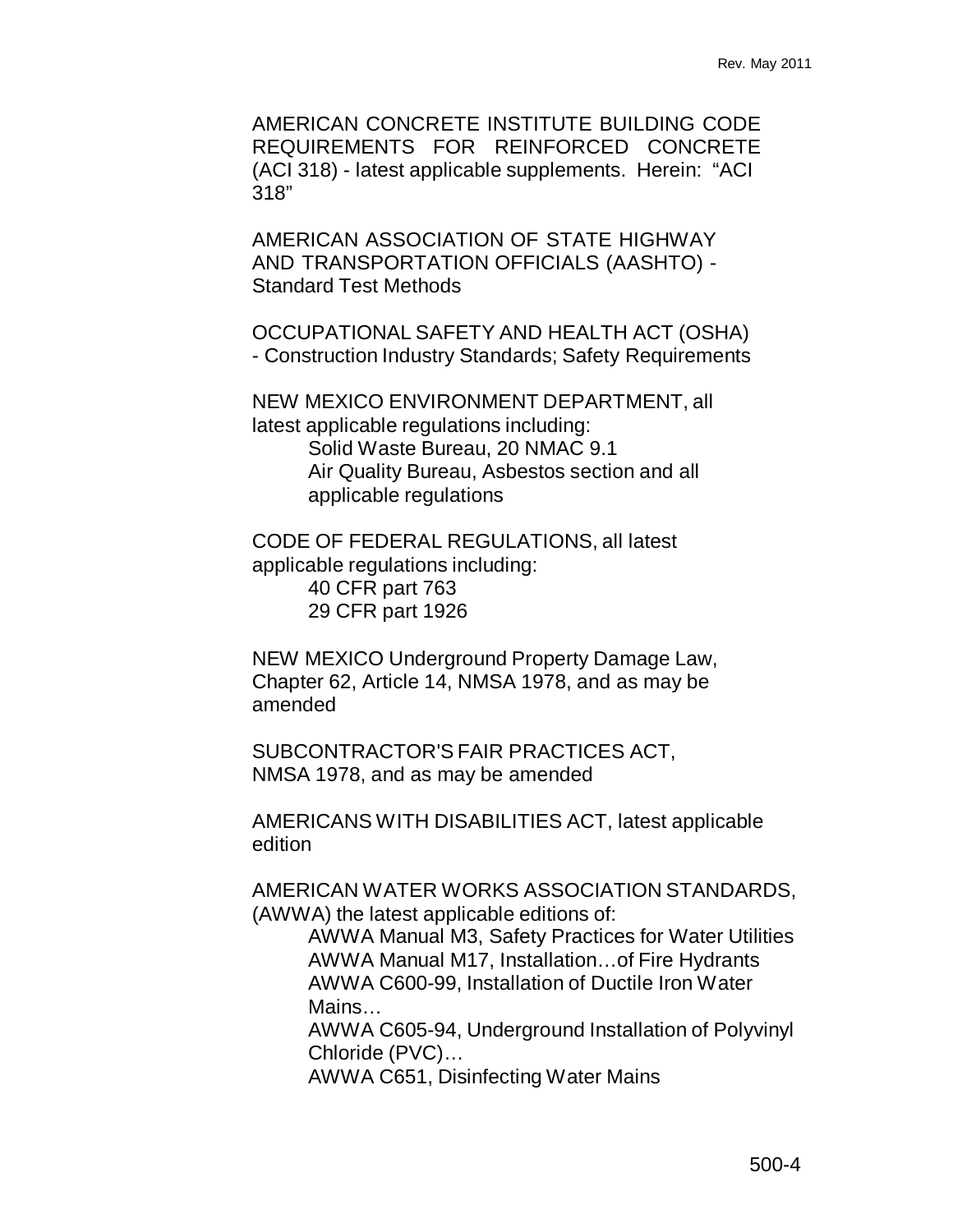AMERICAN CONCRETE INSTITUTE BUILDING CODE REQUIREMENTS FOR REINFORCED CONCRETE (ACI 318) - latest applicable supplements. Herein: "ACI 318"

AMERICAN ASSOCIATION OF STATE HIGHWAY AND TRANSPORTATION OFFICIALS (AASHTO) - Standard Test Methods

OCCUPATIONAL SAFETY AND HEALTH ACT (OSHA) - Construction Industry Standards; Safety Requirements

NEW MEXICO ENVIRONMENT DEPARTMENT, all latest applicable regulations including:

- Solid Waste Bureau, 20 NMAC 9.1
- Air Quality Bureau, Asbestos section and all applicable regulations

CODE OF FEDERAL REGULATIONS, all latest applicable regulations including:

- 40 CFR part 763
- 29 CFR part 1926

NEW MEXICO Underground Property Damage Law, Chapter 62, Article 14, NMSA 1978, and as may be amended

SUBCONTRACTOR'S FAIR PRACTICES ACT, NMSA 1978, and as may be amended

AMERICANS WITH DISABILITIES ACT, latest applicable edition

AMERICAN WATER WORKS ASSOCIATION STANDARDS, (AWWA) the latest applicable editions of:

- AWWA Manual M3, Safety Practices for Water Utilities
- AWWA Manual M17, Installation…of Fire Hydrants
- AWWA C600-99, Installation of Ductile Iron Water Mains…
- AWWA C605-94, Underground Installation of Polyvinyl Chloride (PVC)…
- AWWA C651, Disinfecting Water Mains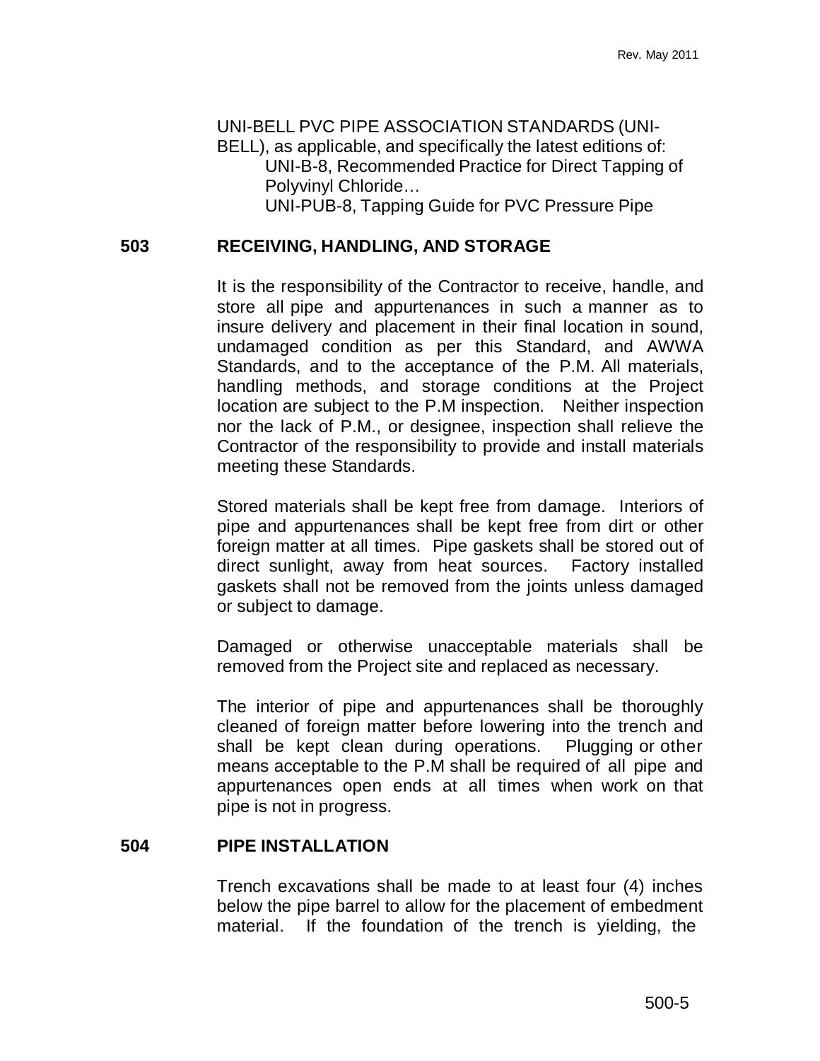UNI-BELL PVC PIPE ASSOCIATION STANDARDS (UNI-BELL), as applicable, and specifically the latest editions of:

- UNI-B-8, Recommended Practice for Direct Tapping of Polyvinyl Chloride…
- UNI-PUB-8, Tapping Guide for PVC Pressure Pipe

## 503 RECEIVING, HANDLING, AND STORAGE

It is the responsibility of the Contractor to receive, handle, and store all pipe and appurtenances in such a manner as to insure delivery and placement in their final location in sound, undamaged condition as per this Standard, and AWWA Standards, and to the acceptance of the P.M. All materials, handling methods, and storage conditions at the Project location are subject to the P.M inspection. Neither inspection nor the lack of P.M., or designee, inspection shall relieve the Contractor of the responsibility to provide and install materials meeting these Standards.

Stored materials shall be kept free from damage. Interiors of pipe and appurtenances shall be kept free from dirt or other foreign matter at all times. Pipe gaskets shall be stored out of direct sunlight, away from heat sources. Factory installed gaskets shall not be removed from the joints unless damaged or subject to damage.

Damaged or otherwise unacceptable materials shall be removed from the Project site and replaced as necessary.

The interior of pipe and appurtenances shall be thoroughly cleaned of foreign matter before lowering into the trench and shall be kept clean during operations. Plugging or other means acceptable to the P.M shall be required of all pipe and appurtenances open ends at all times when work on that pipe is not in progress.

## 504 PIPE INSTALLATION

Trench excavations shall be made to at least four (4) inches below the pipe barrel to allow for the placement of embedment material. If the foundation of the trench is yielding, the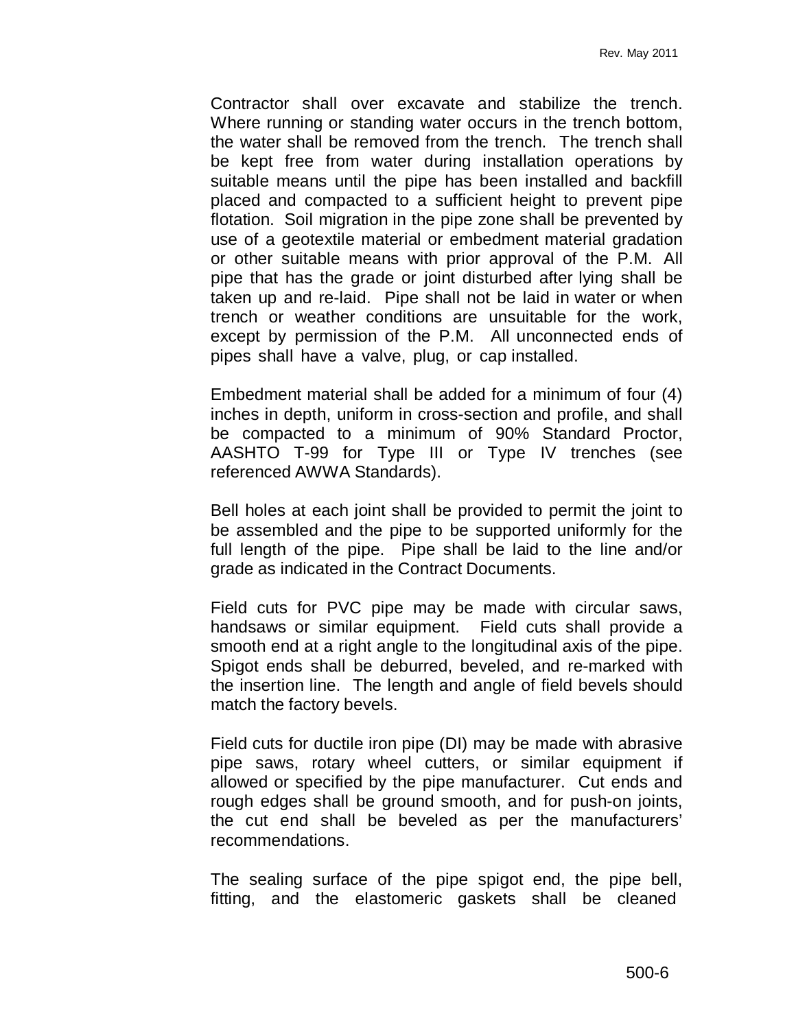Contractor shall over excavate and stabilize the trench. Where running or standing water occurs in the trench bottom, the water shall be removed from the trench. The trench shall be kept free from water during installation operations by suitable means until the pipe has been installed and backfill placed and compacted to a sufficient height to prevent pipe flotation. Soil migration in the pipe zone shall be prevented by use of a geotextile material or embedment material gradation or other suitable means with prior approval of the P.M. All pipe that has the grade or joint disturbed after lying shall be taken up and re-laid. Pipe shall not be laid in water or when trench or weather conditions are unsuitable for the work, except by permission of the P.M. All unconnected ends of pipes shall have a valve, plug, or cap installed.

Embedment material shall be added for a minimum of four (4) inches in depth, uniform in cross-section and profile, and shall be compacted to a minimum of 90% Standard Proctor, AASHTO T-99 for Type III or Type IV trenches (see referenced AWWA Standards).

Bell holes at each joint shall be provided to permit the joint to be assembled and the pipe to be supported uniformly for the full length of the pipe. Pipe shall be laid to the line and/or grade as indicated in the Contract Documents.

Field cuts for PVC pipe may be made with circular saws, handsaws or similar equipment. Field cuts shall provide a smooth end at a right angle to the longitudinal axis of the pipe. Spigot ends shall be deburred, beveled, and re-marked with the insertion line. The length and angle of field bevels should match the factory bevels.

Field cuts for ductile iron pipe (DI) may be made with abrasive pipe saws, rotary wheel cutters, or similar equipment if allowed or specified by the pipe manufacturer. Cut ends and rough edges shall be ground smooth, and for push-on joints, the cut end shall be beveled as per the manufacturers' recommendations.

The sealing surface of the pipe spigot end, the pipe bell, fitting, and the elastomeric gaskets shall be cleaned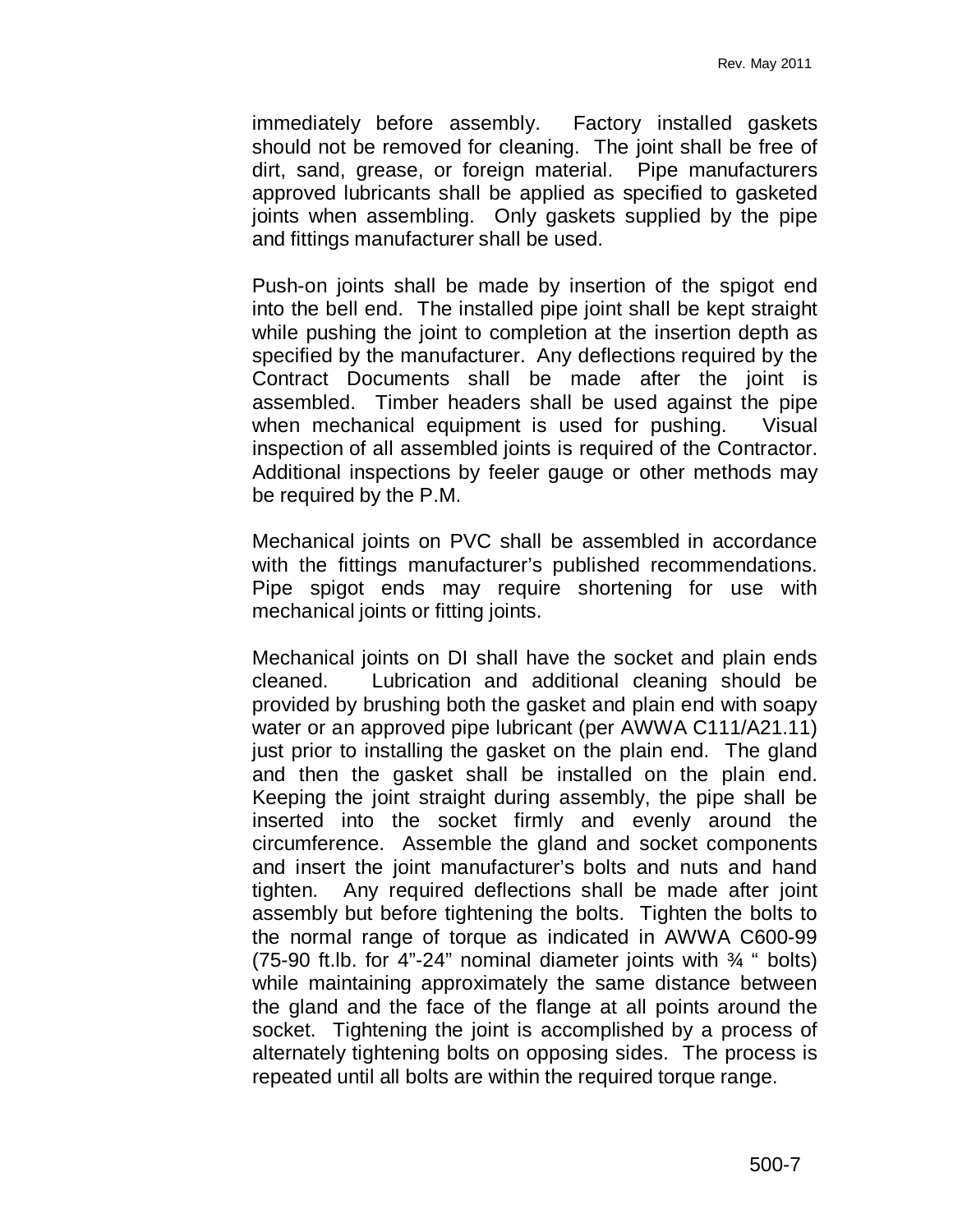immediately before assembly. Factory installed gaskets should not be removed for cleaning. The joint shall be free of dirt, sand, grease, or foreign material. Pipe manufacturers approved lubricants shall be applied as specified to gasketed joints when assembling. Only gaskets supplied by the pipe and fittings manufacturer shall be used.

Push-on joints shall be made by insertion of the spigot end into the bell end. The installed pipe joint shall be kept straight while pushing the joint to completion at the insertion depth as specified by the manufacturer. Any deflections required by the Contract Documents shall be made after the joint is assembled. Timber headers shall be used against the pipe when mechanical equipment is used for pushing. Visual inspection of all assembled joints is required of the Contractor. Additional inspections by feeler gauge or other methods may be required by the P.M.

Mechanical joints on PVC shall be assembled in accordance with the fittings manufacturer's published recommendations. Pipe spigot ends may require shortening for use with mechanical joints or fitting joints.

Mechanical joints on DI shall have the socket and plain ends cleaned. Lubrication and additional cleaning should be provided by brushing both the gasket and plain end with soapy water or an approved pipe lubricant (per AWWA C111/A21.11) just prior to installing the gasket on the plain end. The gland and then the gasket shall be installed on the plain end. Keeping the joint straight during assembly, the pipe shall be inserted into the socket firmly and evenly around the circumference. Assemble the gland and socket components and insert the joint manufacturer's bolts and nuts and hand tighten. Any required deflections shall be made after joint assembly but before tightening the bolts. Tighten the bolts to the normal range of torque as indicated in AWWA C600-99 (75-90 ft.lb. for 4"-24" nominal diameter joints with ¾ " bolts) while maintaining approximately the same distance between the gland and the face of the flange at all points around the socket. Tightening the joint is accomplished by a process of alternately tightening bolts on opposing sides. The process is repeated until all bolts are within the required torque range.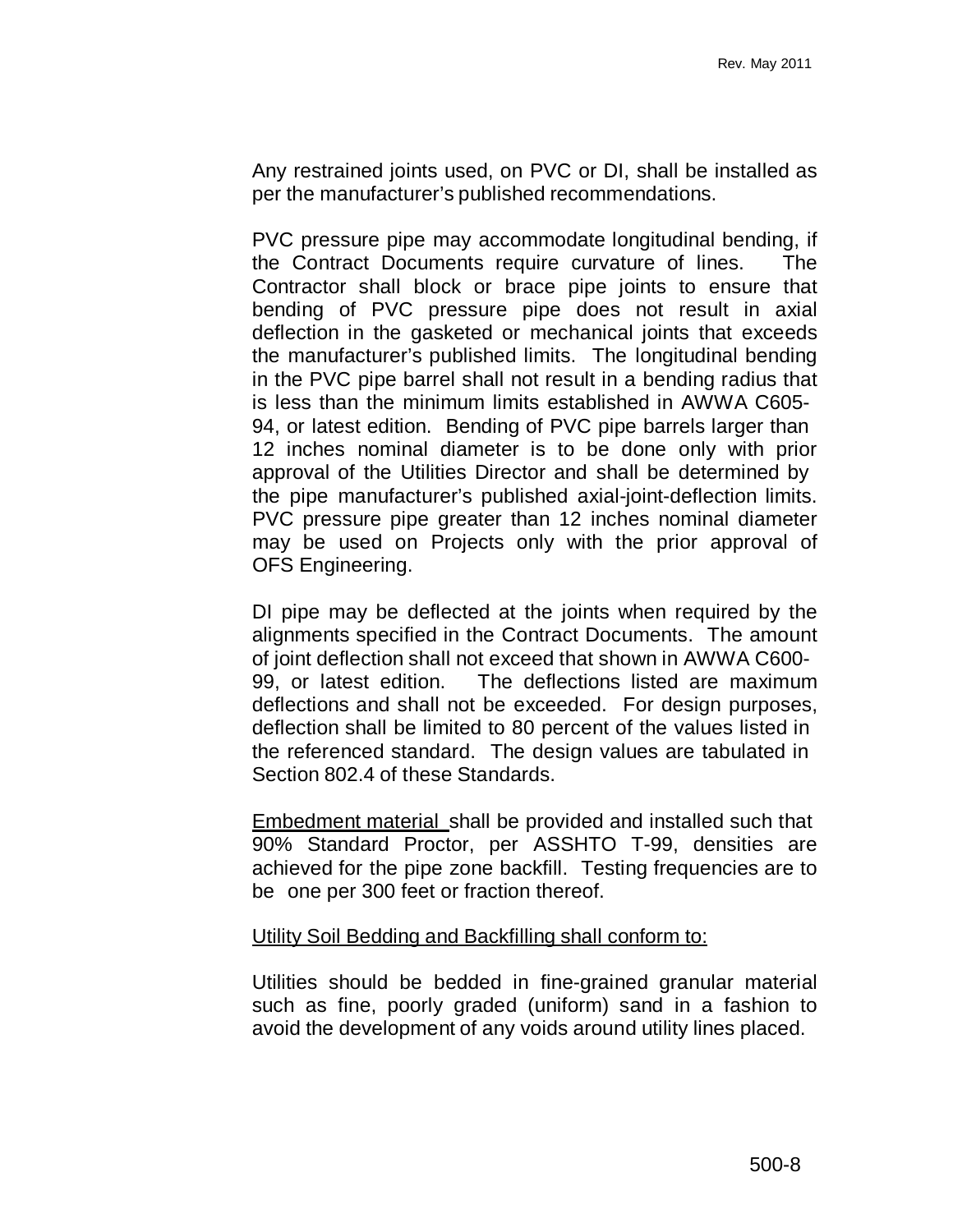Any restrained joints used, on PVC or DI, shall be installed as per the manufacturer's published recommendations.

PVC pressure pipe may accommodate longitudinal bending, if the Contract Documents require curvature of lines. The Contractor shall block or brace pipe joints to ensure that bending of PVC pressure pipe does not result in axial deflection in the gasketed or mechanical joints that exceeds the manufacturer's published limits. The longitudinal bending in the PVC pipe barrel shall not result in a bending radius that is less than the minimum limits established in AWWA C605-94, or latest edition. Bending of PVC pipe barrels larger than 12 inches nominal diameter is to be done only with prior approval of the Utilities Director and shall be determined by the pipe manufacturer's published axial-joint-deflection limits. PVC pressure pipe greater than 12 inches nominal diameter may be used on Projects only with the prior approval of OFS Engineering.

DI pipe may be deflected at the joints when required by the alignments specified in the Contract Documents. The amount of joint deflection shall not exceed that shown in AWWA C600-99, or latest edition. The deflections listed are maximum deflections and shall not be exceeded. For design purposes, deflection shall be limited to 80 percent of the values listed in the referenced standard. The design values are tabulated in Section 802.4 of these Standards.

<u>Embedment material</u> shall be provided and installed such that 90% Standard Proctor, per ASSHTO T-99, densities are achieved for the pipe zone backfill. Testing frequencies are to be one per 300 feet or fraction thereof.

<u>Utility Soil Bedding and Backfilling shall conform to:</u>

Utilities should be bedded in fine-grained granular material such as fine, poorly graded (uniform) sand in a fashion to avoid the development of any voids around utility lines placed.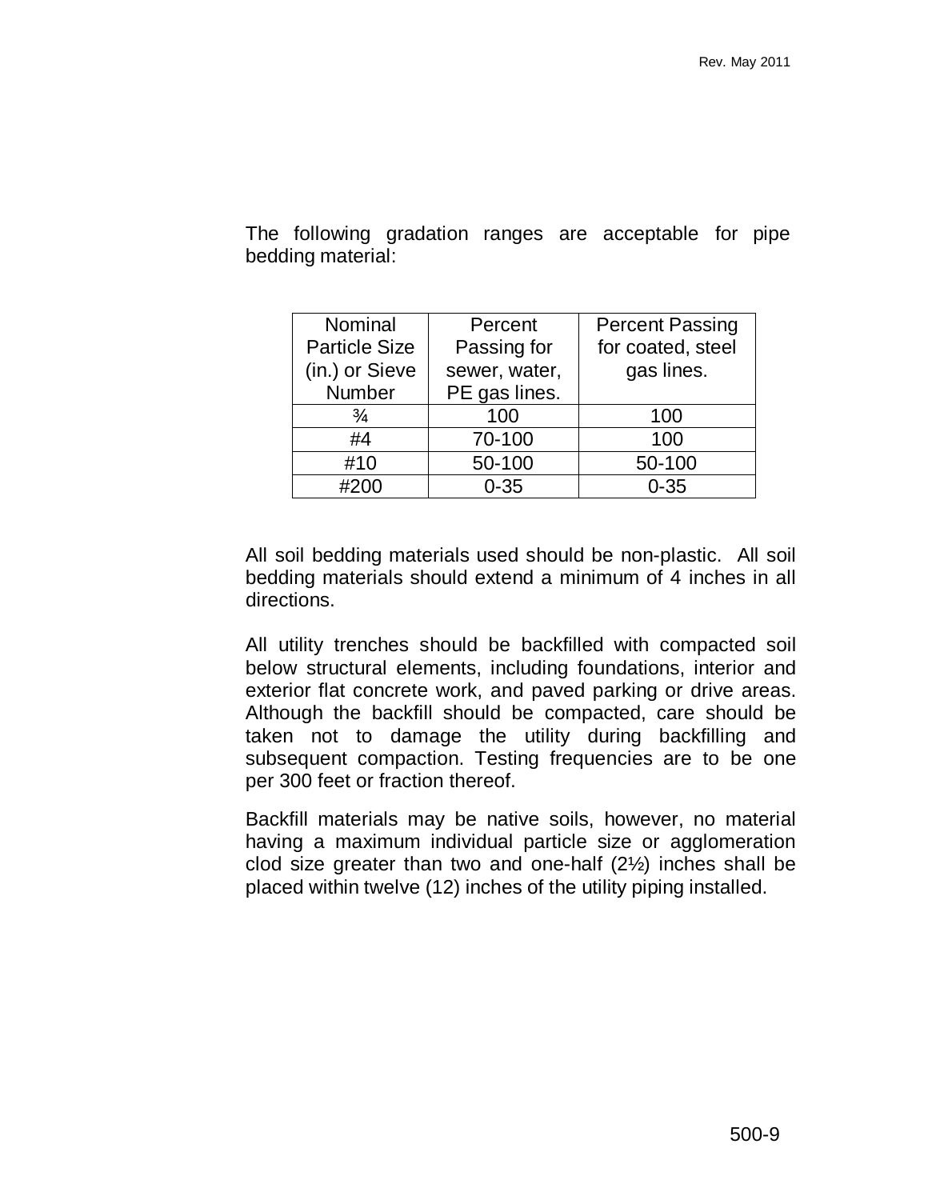The following gradation ranges are acceptable for pipe bedding material:

| Nominal Particle Size (in.) or Sieve Number | Percent Passing for sewer, water, PE gas lines. | Percent Passing for coated, steel gas lines. |
|---|---|---|
| ¾ | 100 | 100 |
| #4 | 70-100 | 100 |
| #10 | 50-100 | 50-100 |
| #200 | 0-35 | 0-35 |

All soil bedding materials used should be non-plastic. All soil bedding materials should extend a minimum of 4 inches in all directions.

All utility trenches should be backfilled with compacted soil below structural elements, including foundations, interior and exterior flat concrete work, and paved parking or drive areas. Although the backfill should be compacted, care should be taken not to damage the utility during backfilling and subsequent compaction. Testing frequencies are to be one per 300 feet or fraction thereof.

Backfill materials may be native soils, however, no material having a maximum individual particle size or agglomeration clod size greater than two and one-half (2½) inches shall be placed within twelve (12) inches of the utility piping installed.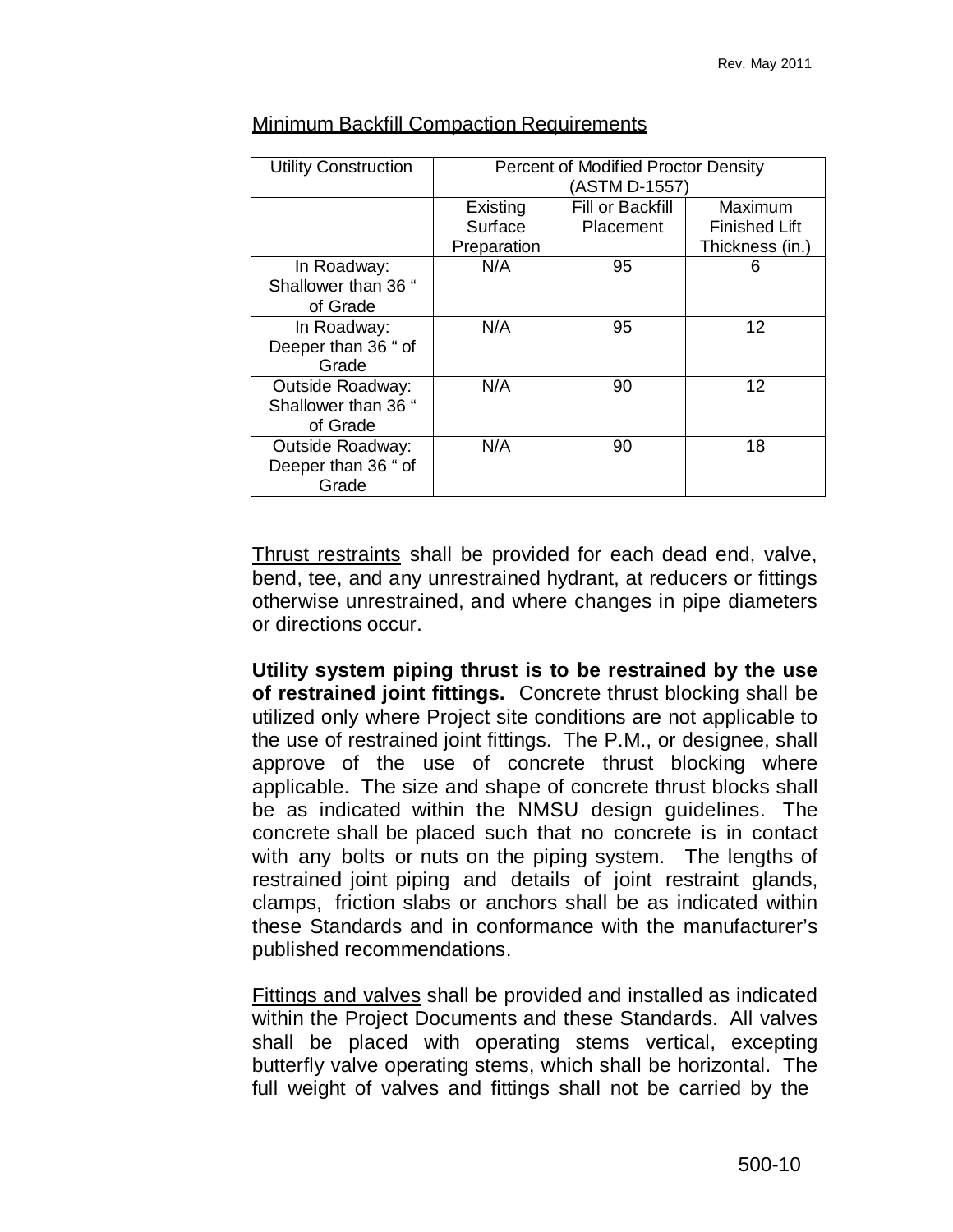Minimum Backfill Compaction Requirements

| Utility Construction | Percent of Modified Proctor Density (ASTM D-1557) | | |
|---|---|---|---|
| | Existing Surface Preparation | Fill or Backfill Placement | Maximum Finished Lift Thickness (in.) |
| In Roadway: Shallower than 36 " of Grade | N/A | 95 | 6 |
| In Roadway: Deeper than 36 " of Grade | N/A | 95 | 12 |
| Outside Roadway: Shallower than 36 " of Grade | N/A | 90 | 12 |
| Outside Roadway: Deeper than 36 " of Grade | N/A | 90 | 18 |

Thrust restraints shall be provided for each dead end, valve, bend, tee, and any unrestrained hydrant, at reducers or fittings otherwise unrestrained, and where changes in pipe diameters or directions occur.

**Utility system piping thrust is to be restrained by the use of restrained joint fittings.** Concrete thrust blocking shall be utilized only where Project site conditions are not applicable to the use of restrained joint fittings. The P.M., or designee, shall approve of the use of concrete thrust blocking where applicable. The size and shape of concrete thrust blocks shall be as indicated within the NMSU design guidelines. The concrete shall be placed such that no concrete is in contact with any bolts or nuts on the piping system. The lengths of restrained joint piping and details of joint restraint glands, clamps, friction slabs or anchors shall be as indicated within these Standards and in conformance with the manufacturer's published recommendations.

Fittings and valves shall be provided and installed as indicated within the Project Documents and these Standards. All valves shall be placed with operating stems vertical, excepting butterfly valve operating stems, which shall be horizontal. The full weight of valves and fittings shall not be carried by the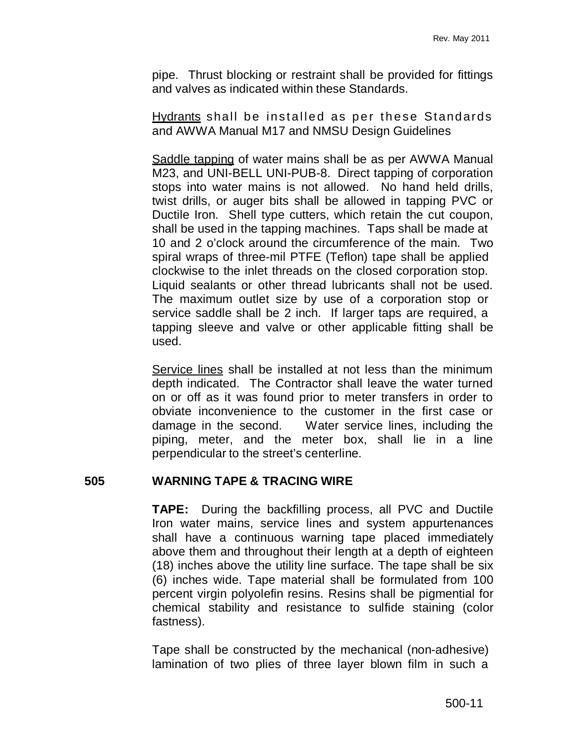pipe. Thrust blocking or restraint shall be provided for fittings and valves as indicated within these Standards.

Hydrants shall be installed as per these Standards and AWWA Manual M17 and NMSU Design Guidelines

Saddle tapping of water mains shall be as per AWWA Manual M23, and UNI-BELL UNI-PUB-8. Direct tapping of corporation stops into water mains is not allowed. No hand held drills, twist drills, or auger bits shall be allowed in tapping PVC or Ductile Iron. Shell type cutters, which retain the cut coupon, shall be used in the tapping machines. Taps shall be made at 10 and 2 o'clock around the circumference of the main. Two spiral wraps of three-mil PTFE (Teflon) tape shall be applied clockwise to the inlet threads on the closed corporation stop. Liquid sealants or other thread lubricants shall not be used. The maximum outlet size by use of a corporation stop or service saddle shall be 2 inch. If larger taps are required, a tapping sleeve and valve or other applicable fitting shall be used.

Service lines shall be installed at not less than the minimum depth indicated. The Contractor shall leave the water turned on or off as it was found prior to meter transfers in order to obviate inconvenience to the customer in the first case or damage in the second. Water service lines, including the piping, meter, and the meter box, shall lie in a line perpendicular to the street's centerline.

## 505 WARNING TAPE & TRACING WIRE

**TAPE:** During the backfilling process, all PVC and Ductile Iron water mains, service lines and system appurtenances shall have a continuous warning tape placed immediately above them and throughout their length at a depth of eighteen (18) inches above the utility line surface. The tape shall be six (6) inches wide. Tape material shall be formulated from 100 percent virgin polyolefin resins. Resins shall be pigmential for chemical stability and resistance to sulfide staining (color fastness).

Tape shall be constructed by the mechanical (non-adhesive) lamination of two plies of three layer blown film in such a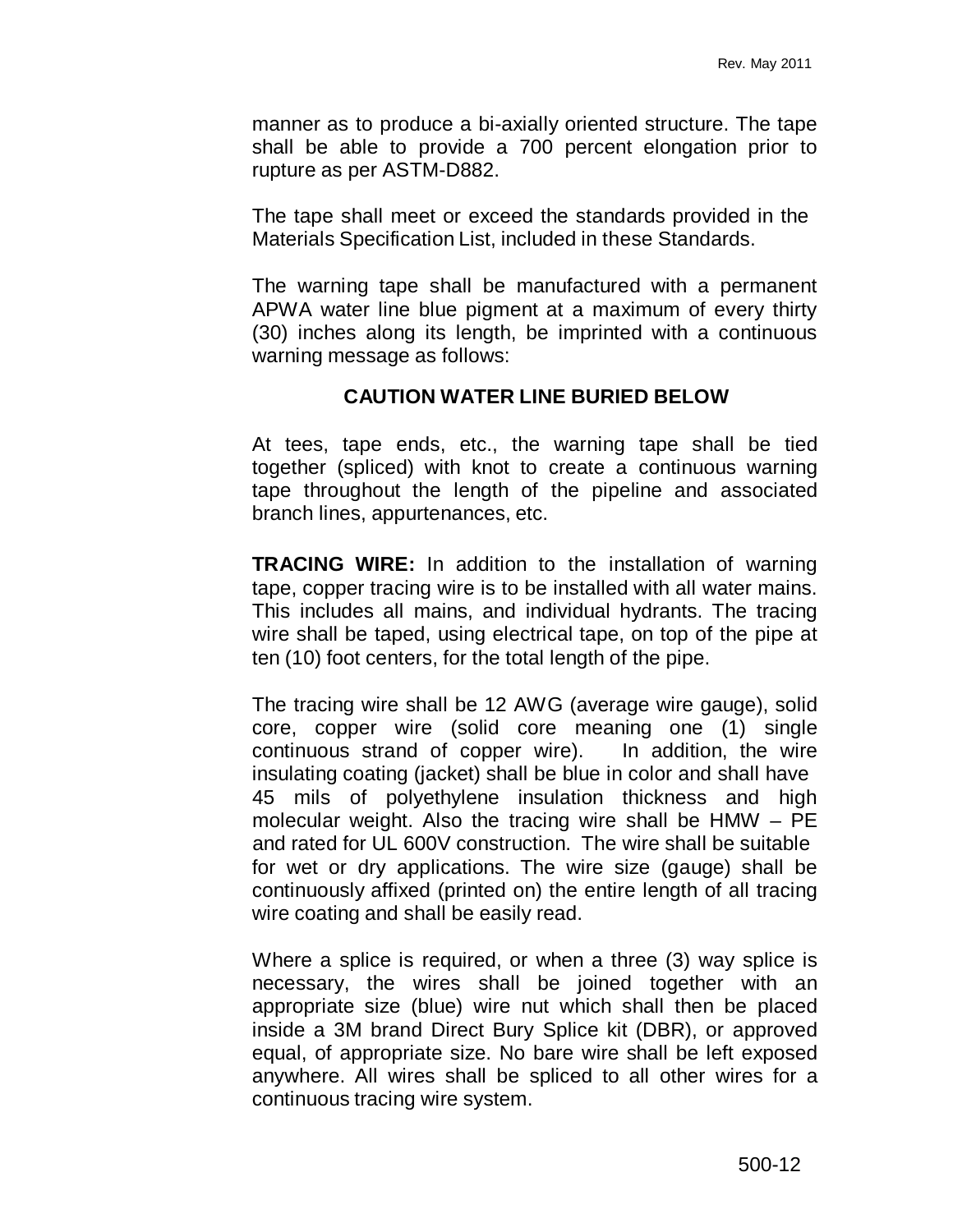manner as to produce a bi-axially oriented structure. The tape shall be able to provide a 700 percent elongation prior to rupture as per ASTM-D882.

The tape shall meet or exceed the standards provided in the Materials Specification List, included in these Standards.

The warning tape shall be manufactured with a permanent APWA water line blue pigment at a maximum of every thirty (30) inches along its length, be imprinted with a continuous warning message as follows:

**CAUTION WATER LINE BURIED BELOW**

At tees, tape ends, etc., the warning tape shall be tied together (spliced) with knot to create a continuous warning tape throughout the length of the pipeline and associated branch lines, appurtenances, etc.

**TRACING WIRE:** In addition to the installation of warning tape, copper tracing wire is to be installed with all water mains. This includes all mains, and individual hydrants. The tracing wire shall be taped, using electrical tape, on top of the pipe at ten (10) foot centers, for the total length of the pipe.

The tracing wire shall be 12 AWG (average wire gauge), solid core, copper wire (solid core meaning one (1) single continuous strand of copper wire). In addition, the wire insulating coating (jacket) shall be blue in color and shall have 45 mils of polyethylene insulation thickness and high molecular weight. Also the tracing wire shall be HMW – PE and rated for UL 600V construction. The wire shall be suitable for wet or dry applications. The wire size (gauge) shall be continuously affixed (printed on) the entire length of all tracing wire coating and shall be easily read.

Where a splice is required, or when a three (3) way splice is necessary, the wires shall be joined together with an appropriate size (blue) wire nut which shall then be placed inside a 3M brand Direct Bury Splice kit (DBR), or approved equal, of appropriate size. No bare wire shall be left exposed anywhere. All wires shall be spliced to all other wires for a continuous tracing wire system.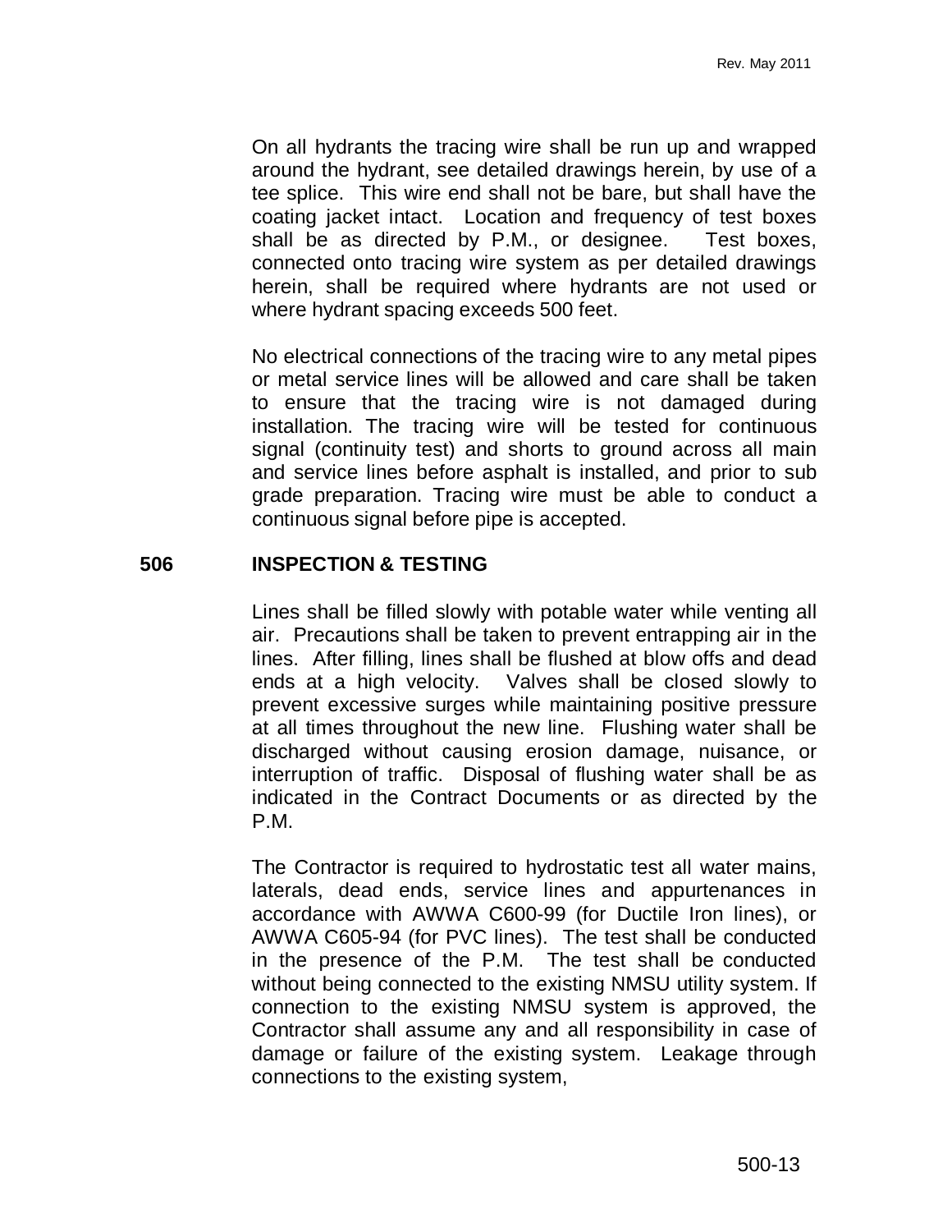On all hydrants the tracing wire shall be run up and wrapped around the hydrant, see detailed drawings herein, by use of a tee splice. This wire end shall not be bare, but shall have the coating jacket intact. Location and frequency of test boxes shall be as directed by P.M., or designee. Test boxes, connected onto tracing wire system as per detailed drawings herein, shall be required where hydrants are not used or where hydrant spacing exceeds 500 feet.

No electrical connections of the tracing wire to any metal pipes or metal service lines will be allowed and care shall be taken to ensure that the tracing wire is not damaged during installation. The tracing wire will be tested for continuous signal (continuity test) and shorts to ground across all main and service lines before asphalt is installed, and prior to sub grade preparation. Tracing wire must be able to conduct a continuous signal before pipe is accepted.

## 506 INSPECTION & TESTING

Lines shall be filled slowly with potable water while venting all air. Precautions shall be taken to prevent entrapping air in the lines. After filling, lines shall be flushed at blow offs and dead ends at a high velocity. Valves shall be closed slowly to prevent excessive surges while maintaining positive pressure at all times throughout the new line. Flushing water shall be discharged without causing erosion damage, nuisance, or interruption of traffic. Disposal of flushing water shall be as indicated in the Contract Documents or as directed by the P.M.

The Contractor is required to hydrostatic test all water mains, laterals, dead ends, service lines and appurtenances in accordance with AWWA C600-99 (for Ductile Iron lines), or AWWA C605-94 (for PVC lines). The test shall be conducted in the presence of the P.M. The test shall be conducted without being connected to the existing NMSU utility system. If connection to the existing NMSU system is approved, the Contractor shall assume any and all responsibility in case of damage or failure of the existing system. Leakage through connections to the existing system,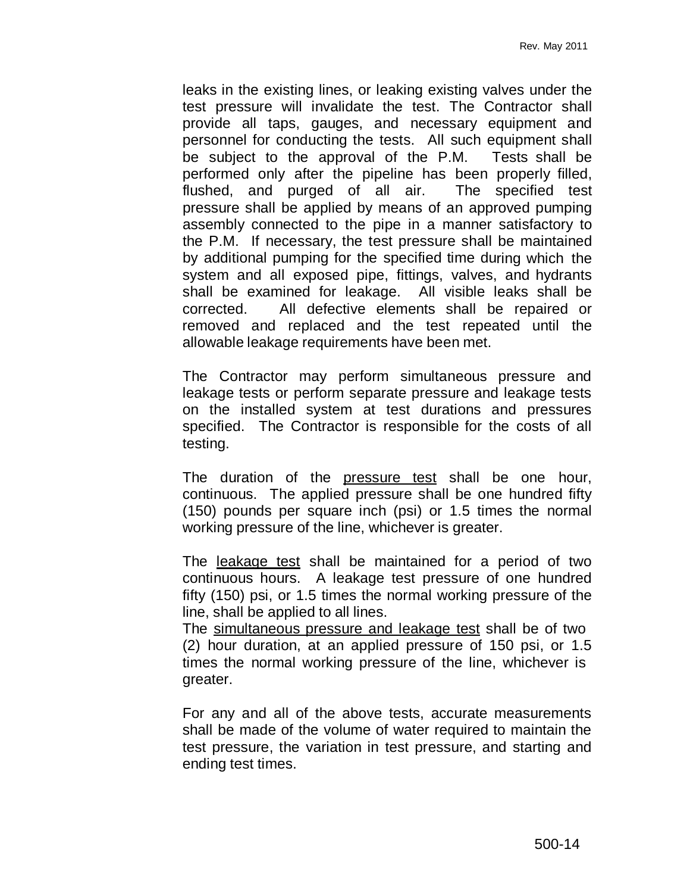leaks in the existing lines, or leaking existing valves under the test pressure will invalidate the test. The Contractor shall provide all taps, gauges, and necessary equipment and personnel for conducting the tests. All such equipment shall be subject to the approval of the P.M. Tests shall be performed only after the pipeline has been properly filled, flushed, and purged of all air. The specified test pressure shall be applied by means of an approved pumping assembly connected to the pipe in a manner satisfactory to the P.M. If necessary, the test pressure shall be maintained by additional pumping for the specified time during which the system and all exposed pipe, fittings, valves, and hydrants shall be examined for leakage. All visible leaks shall be corrected. All defective elements shall be repaired or removed and replaced and the test repeated until the allowable leakage requirements have been met.

The Contractor may perform simultaneous pressure and leakage tests or perform separate pressure and leakage tests on the installed system at test durations and pressures specified. The Contractor is responsible for the costs of all testing.

The duration of the <u>pressure test</u> shall be one hour, continuous. The applied pressure shall be one hundred fifty (150) pounds per square inch (psi) or 1.5 times the normal working pressure of the line, whichever is greater.

The <u>leakage test</u> shall be maintained for a period of two continuous hours. A leakage test pressure of one hundred fifty (150) psi, or 1.5 times the normal working pressure of the line, shall be applied to all lines.

The <u>simultaneous pressure and leakage test</u> shall be of two (2) hour duration, at an applied pressure of 150 psi, or 1.5 times the normal working pressure of the line, whichever is greater.

For any and all of the above tests, accurate measurements shall be made of the volume of water required to maintain the test pressure, the variation in test pressure, and starting and ending test times.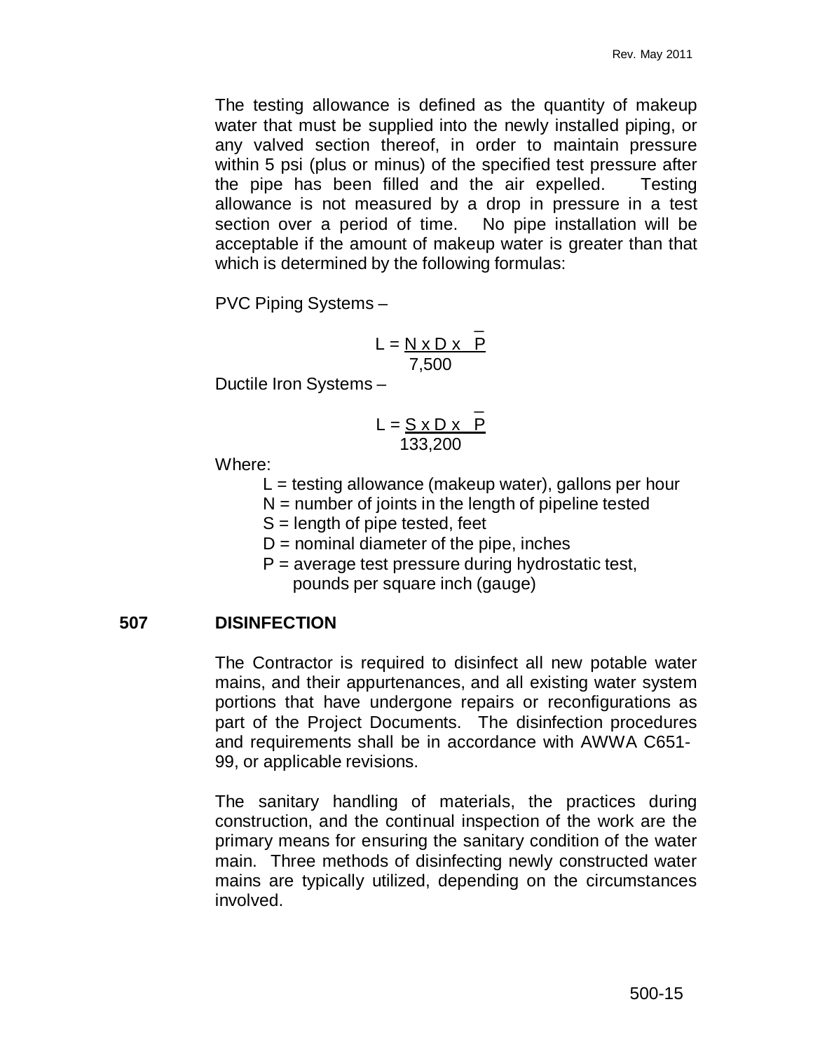The testing allowance is defined as the quantity of makeup water that must be supplied into the newly installed piping, or any valved section thereof, in order to maintain pressure within 5 psi (plus or minus) of the specified test pressure after the pipe has been filled and the air expelled. Testing allowance is not measured by a drop in pressure in a test section over a period of time. No pipe installation will be acceptable if the amount of makeup water is greater than that which is determined by the following formulas:

PVC Piping Systems –

$$L = \frac{N \times D \times \sqrt{P}}{7{,}500}$$

Ductile Iron Systems –

$$L = \frac{S \times D \times \sqrt{P}}{133{,}200}$$

Where:

- L = testing allowance (makeup water), gallons per hour
- N = number of joints in the length of pipeline tested
- S = length of pipe tested, feet
- D = nominal diameter of the pipe, inches
- P = average test pressure during hydrostatic test, pounds per square inch (gauge)

## 507 DISINFECTION

The Contractor is required to disinfect all new potable water mains, and their appurtenances, and all existing water system portions that have undergone repairs or reconfigurations as part of the Project Documents. The disinfection procedures and requirements shall be in accordance with AWWA C651-99, or applicable revisions.

The sanitary handling of materials, the practices during construction, and the continual inspection of the work are the primary means for ensuring the sanitary condition of the water main. Three methods of disinfecting newly constructed water mains are typically utilized, depending on the circumstances involved.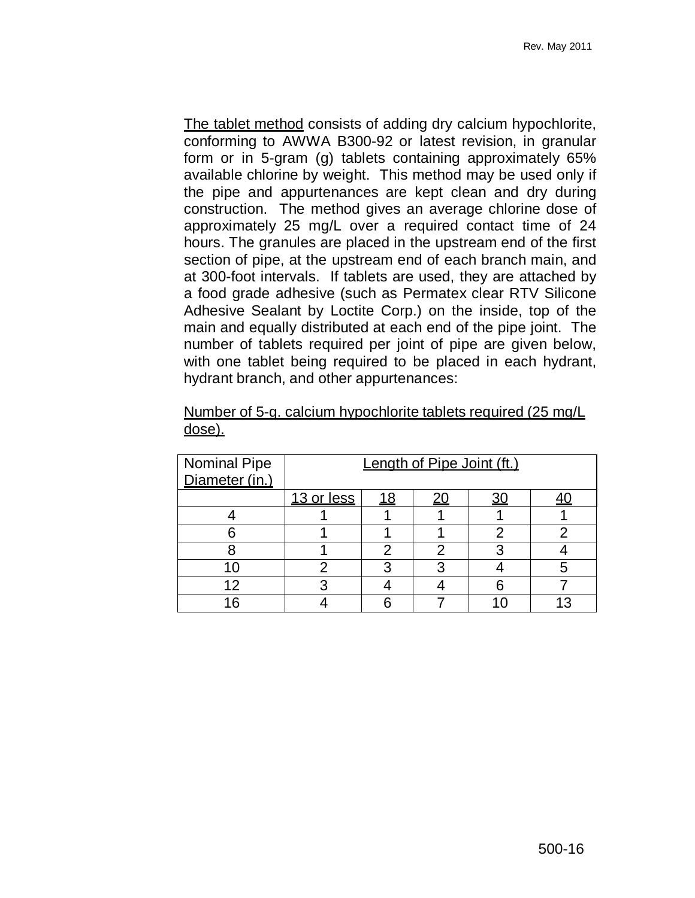<u>The tablet method</u> consists of adding dry calcium hypochlorite, conforming to AWWA B300-92 or latest revision, in granular form or in 5-gram (g) tablets containing approximately 65% available chlorine by weight. This method may be used only if the pipe and appurtenances are kept clean and dry during construction. The method gives an average chlorine dose of approximately 25 mg/L over a required contact time of 24 hours. The granules are placed in the upstream end of the first section of pipe, at the upstream end of each branch main, and at 300-foot intervals. If tablets are used, they are attached by a food grade adhesive (such as Permatex clear RTV Silicone Adhesive Sealant by Loctite Corp.) on the inside, top of the main and equally distributed at each end of the pipe joint. The number of tablets required per joint of pipe are given below, with one tablet being required to be placed in each hydrant, hydrant branch, and other appurtenances:

<u>Number of 5-g. calcium hypochlorite tablets required (25 mg/L dose).</u>

| Nominal Pipe Diameter (in.) | Length of Pipe Joint (ft.) | | | | |
|---|---|---|---|---|---|
| | 13 or less | 18 | 20 | 30 | 40 |
| 4 | 1 | 1 | 1 | 1 | 1 |
| 6 | 1 | 1 | 1 | 2 | 2 |
| 8 | 1 | 2 | 2 | 3 | 4 |
| 10 | 2 | 3 | 3 | 4 | 5 |
| 12 | 3 | 4 | 4 | 6 | 7 |
| 16 | 4 | 6 | 7 | 10 | 13 |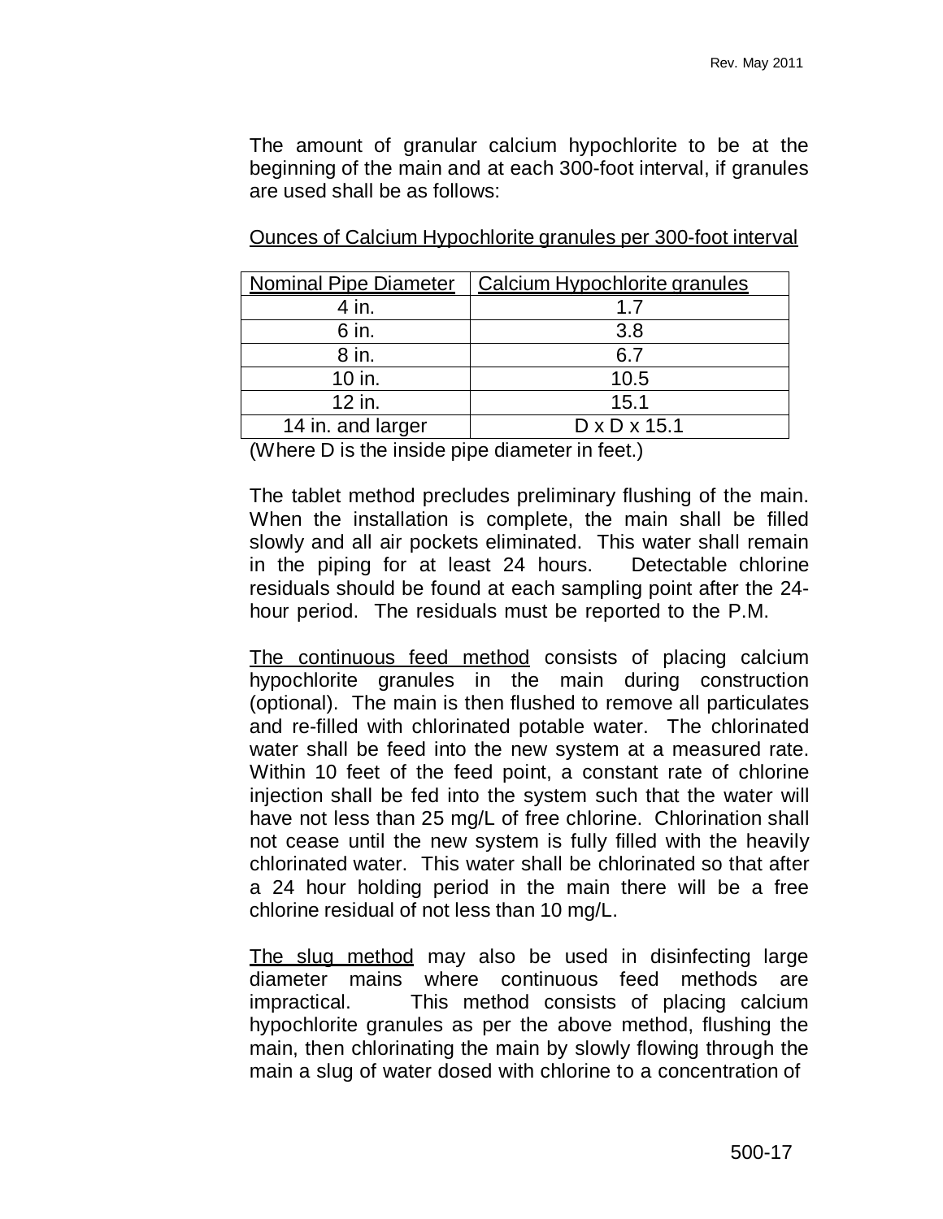The amount of granular calcium hypochlorite to be at the beginning of the main and at each 300-foot interval, if granules are used shall be as follows:

<u>Ounces of Calcium Hypochlorite granules per 300-foot interval</u>

| Nominal Pipe Diameter | Calcium Hypochlorite granules |
|---|---|
| 4 in. | 1.7 |
| 6 in. | 3.8 |
| 8 in. | 6.7 |
| 10 in. | 10.5 |
| 12 in. | 15.1 |
| 14 in. and larger | D x D x 15.1 |

(Where D is the inside pipe diameter in feet.)

The tablet method precludes preliminary flushing of the main. When the installation is complete, the main shall be filled slowly and all air pockets eliminated. This water shall remain in the piping for at least 24 hours. Detectable chlorine residuals should be found at each sampling point after the 24-hour period. The residuals must be reported to the P.M.

<u>The continuous feed method</u> consists of placing calcium hypochlorite granules in the main during construction (optional). The main is then flushed to remove all particulates and re-filled with chlorinated potable water. The chlorinated water shall be feed into the new system at a measured rate. Within 10 feet of the feed point, a constant rate of chlorine injection shall be fed into the system such that the water will have not less than 25 mg/L of free chlorine. Chlorination shall not cease until the new system is fully filled with the heavily chlorinated water. This water shall be chlorinated so that after a 24 hour holding period in the main there will be a free chlorine residual of not less than 10 mg/L.

<u>The slug method</u> may also be used in disinfecting large diameter mains where continuous feed methods are impractical. This method consists of placing calcium hypochlorite granules as per the above method, flushing the main, then chlorinating the main by slowly flowing through the main a slug of water dosed with chlorine to a concentration of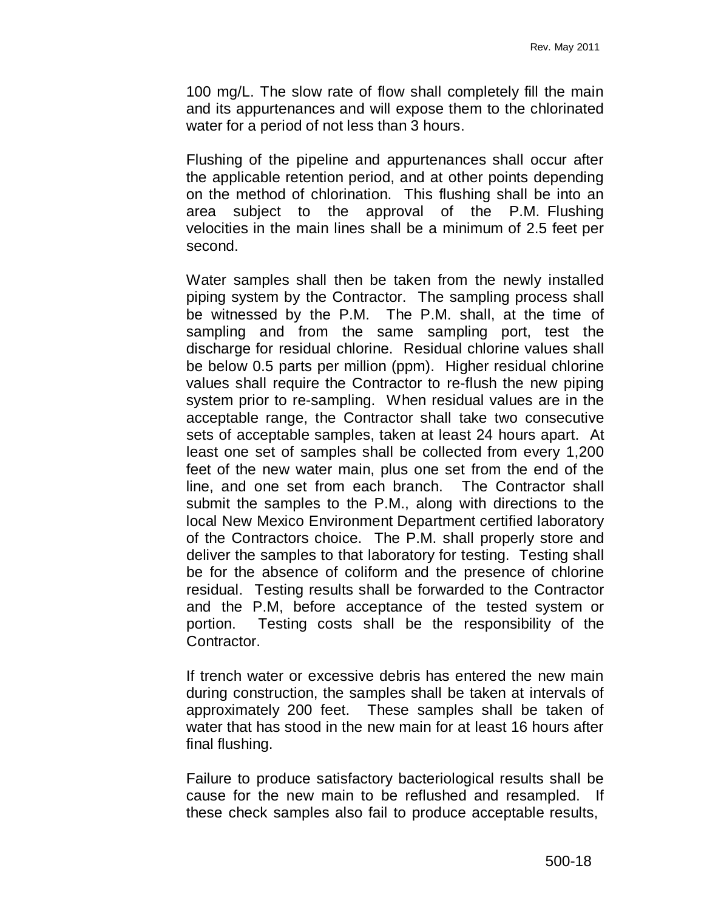100 mg/L. The slow rate of flow shall completely fill the main and its appurtenances and will expose them to the chlorinated water for a period of not less than 3 hours.

Flushing of the pipeline and appurtenances shall occur after the applicable retention period, and at other points depending on the method of chlorination. This flushing shall be into an area subject to the approval of the P.M. Flushing velocities in the main lines shall be a minimum of 2.5 feet per second.

Water samples shall then be taken from the newly installed piping system by the Contractor. The sampling process shall be witnessed by the P.M. The P.M. shall, at the time of sampling and from the same sampling port, test the discharge for residual chlorine. Residual chlorine values shall be below 0.5 parts per million (ppm). Higher residual chlorine values shall require the Contractor to re-flush the new piping system prior to re-sampling. When residual values are in the acceptable range, the Contractor shall take two consecutive sets of acceptable samples, taken at least 24 hours apart. At least one set of samples shall be collected from every 1,200 feet of the new water main, plus one set from the end of the line, and one set from each branch. The Contractor shall submit the samples to the P.M., along with directions to the local New Mexico Environment Department certified laboratory of the Contractors choice. The P.M. shall properly store and deliver the samples to that laboratory for testing. Testing shall be for the absence of coliform and the presence of chlorine residual. Testing results shall be forwarded to the Contractor and the P.M, before acceptance of the tested system or portion. Testing costs shall be the responsibility of the Contractor.

If trench water or excessive debris has entered the new main during construction, the samples shall be taken at intervals of approximately 200 feet. These samples shall be taken of water that has stood in the new main for at least 16 hours after final flushing.

Failure to produce satisfactory bacteriological results shall be cause for the new main to be reflushed and resampled. If these check samples also fail to produce acceptable results,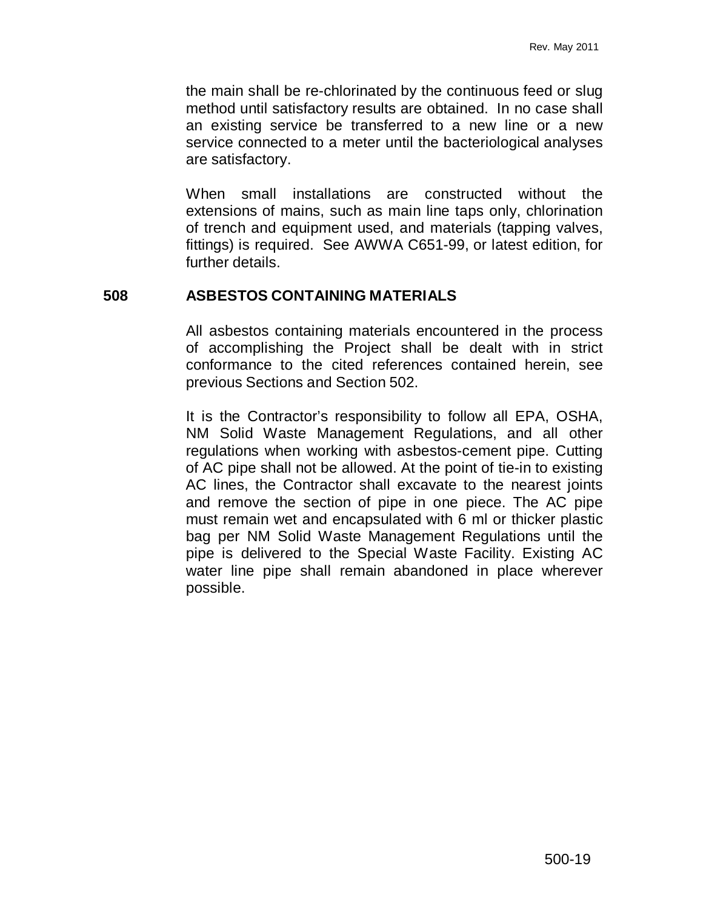the main shall be re-chlorinated by the continuous feed or slug method until satisfactory results are obtained. In no case shall an existing service be transferred to a new line or a new service connected to a meter until the bacteriological analyses are satisfactory.

When small installations are constructed without the extensions of mains, such as main line taps only, chlorination of trench and equipment used, and materials (tapping valves, fittings) is required. See AWWA C651-99, or latest edition, for further details.

## 508 ASBESTOS CONTAINING MATERIALS

All asbestos containing materials encountered in the process of accomplishing the Project shall be dealt with in strict conformance to the cited references contained herein, see previous Sections and Section 502.

It is the Contractor's responsibility to follow all EPA, OSHA, NM Solid Waste Management Regulations, and all other regulations when working with asbestos-cement pipe. Cutting of AC pipe shall not be allowed. At the point of tie-in to existing AC lines, the Contractor shall excavate to the nearest joints and remove the section of pipe in one piece. The AC pipe must remain wet and encapsulated with 6 ml or thicker plastic bag per NM Solid Waste Management Regulations until the pipe is delivered to the Special Waste Facility. Existing AC water line pipe shall remain abandoned in place wherever possible.